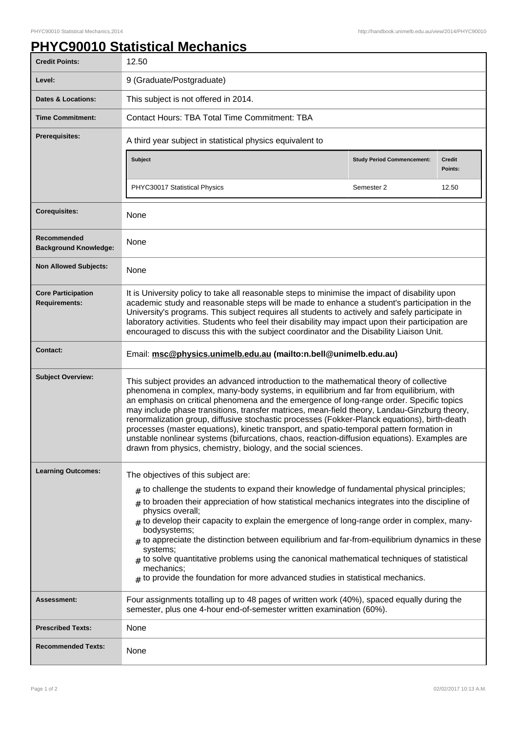# PHYC90010 Statistical Mechanics

| | |
|---|---|
| **Credit Points:** | 12.50 |
| **Level:** | 9 (Graduate/Postgraduate) |
| **Dates & Locations:** | This subject is not offered in 2014. |
| **Time Commitment:** | Contact Hours: TBA Total Time Commitment: TBA |
| **Prerequisites:** | A third year subject in statistical physics equivalent to<br><br>**Subject** / **Study Period Commencement:** / **Credit Points:**<br>PHYC30017 Statistical Physics / Semester 2 / 12.50 |
| **Corequisites:** | None |
| **Recommended Background Knowledge:** | None |
| **Non Allowed Subjects:** | None |
| **Core Participation Requirements:** | It is University policy to take all reasonable steps to minimise the impact of disability upon academic study and reasonable steps will be made to enhance a student's participation in the University's programs. This subject requires all students to actively and safely participate in laboratory activities. Students who feel their disability may impact upon their participation are encouraged to discuss this with the subject coordinator and the Disability Liaison Unit. |
| **Contact:** | Email: **msc@physics.unimelb.edu.au (mailto:n.bell@unimelb.edu.au)** |
| **Subject Overview:** | This subject provides an advanced introduction to the mathematical theory of collective phenomena in complex, many-body systems, in equilibrium and far from equilibrium, with an emphasis on critical phenomena and the emergence of long-range order. Specific topics may include phase transitions, transfer matrices, mean-field theory, Landau-Ginzburg theory, renormalization group, diffusive stochastic processes (Fokker-Planck equations), birth-death processes (master equations), kinetic transport, and spatio-temporal pattern formation in unstable nonlinear systems (bifurcations, chaos, reaction-diffusion equations). Examples are drawn from physics, chemistry, biology, and the social sciences. |
| **Learning Outcomes:** | The objectives of this subject are:<br># to challenge the students to expand their knowledge of fundamental physical principles;<br># to broaden their appreciation of how statistical mechanics integrates into the discipline of physics overall;<br># to develop their capacity to explain the emergence of long-range order in complex, many-bodysystems;<br># to appreciate the distinction between equilibrium and far-from-equilibrium dynamics in these systems;<br># to solve quantitative problems using the canonical mathematical techniques of statistical mechanics;<br># to provide the foundation for more advanced studies in statistical mechanics. |
| **Assessment:** | Four assignments totalling up to 48 pages of written work (40%), spaced equally during the semester, plus one 4-hour end-of-semester written examination (60%). |
| **Prescribed Texts:** | None |
| **Recommended Texts:** | None |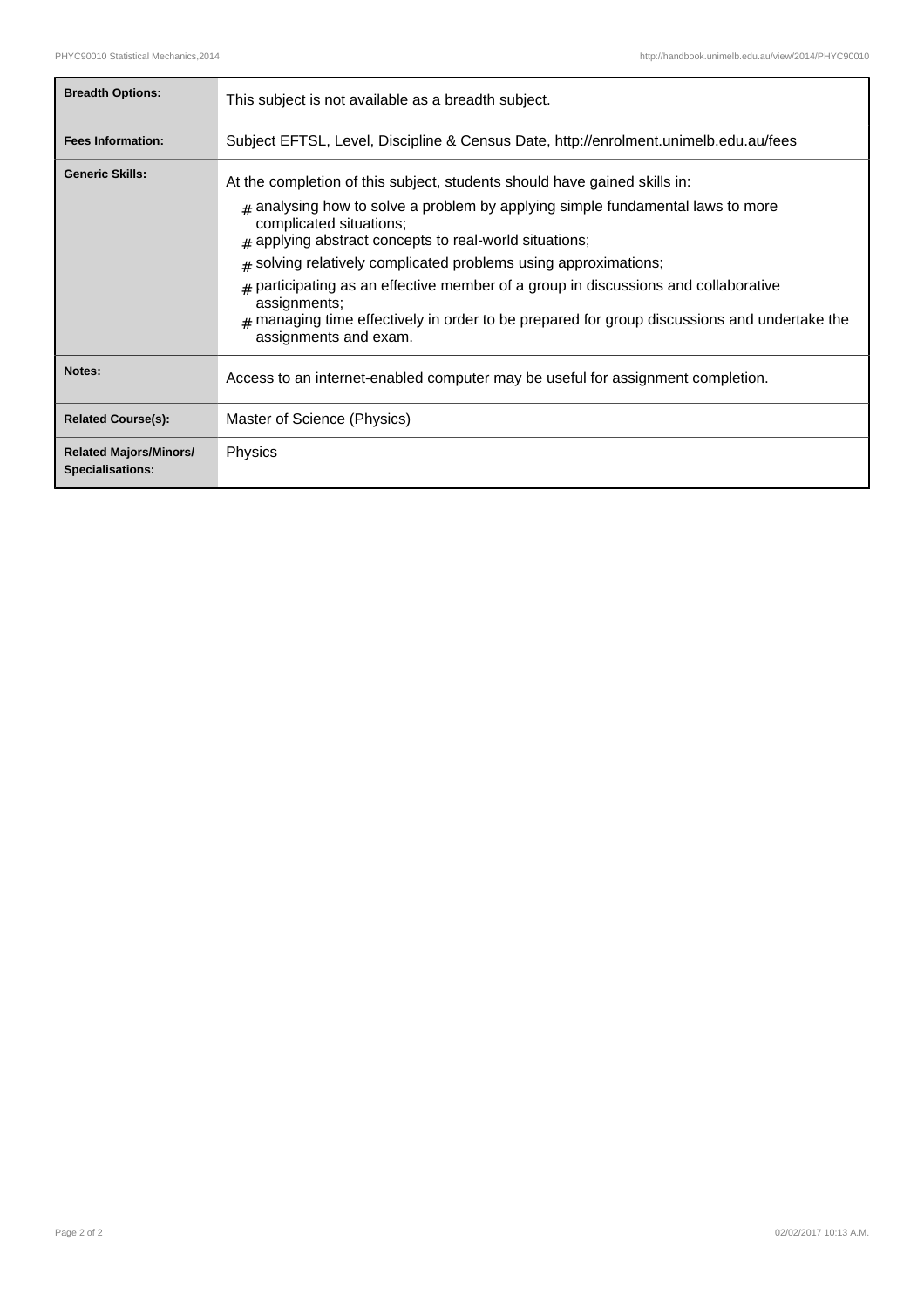| | |
|---|---|
| **Breadth Options:** | This subject is not available as a breadth subject. |
| **Fees Information:** | Subject EFTSL, Level, Discipline & Census Date, http://enrolment.unimelb.edu.au/fees |
| **Generic Skills:** | At the completion of this subject, students should have gained skills in: <br> # analysing how to solve a problem by applying simple fundamental laws to more complicated situations; <br> # applying abstract concepts to real-world situations; <br> # solving relatively complicated problems using approximations; <br> # participating as an effective member of a group in discussions and collaborative assignments; <br> # managing time effectively in order to be prepared for group discussions and undertake the assignments and exam. |
| **Notes:** | Access to an internet-enabled computer may be useful for assignment completion. |
| **Related Course(s):** | Master of Science (Physics) |
| **Related Majors/Minors/ Specialisations:** | Physics |